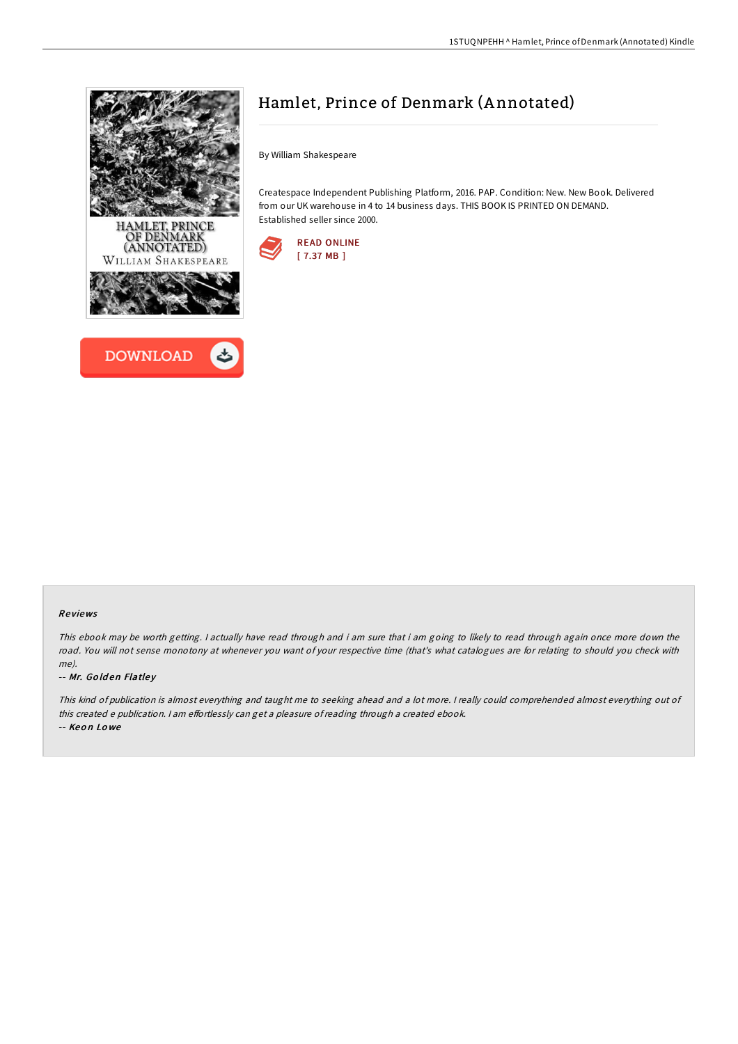# Hamlet, Prince of Denmark (Annotated)

By William Shakespeare

Createspace Independent Publishing Platform, 2016. PAP. Condition: New. New Book. Delivered from our UK warehouse in 4 to 14 business days. THIS BOOK IS PRINTED ON DEMAND. Established seller since 2000.

READ ONLINE
[ 7.37 MB ]

DOWNLOAD

### Reviews

*This ebook may be worth getting. I actually have read through and i am sure that i am going to likely to read through again once more down the road. You will not sense monotony at whenever you want of your respective time (that's what catalogues are for relating to should you check with me).*

-- ***Mr. Golden Flatley***

*This kind of publication is almost everything and taught me to seeking ahead and a lot more. I really could comprehended almost everything out of this created e publication. I am effortlessly can get a pleasure of reading through a created ebook.*

-- ***Keon Lowe***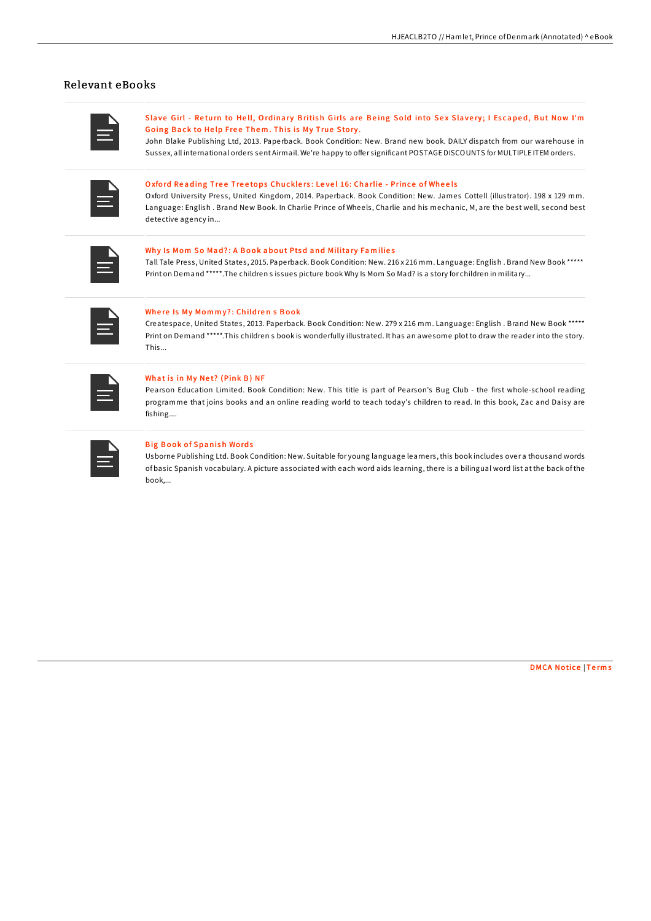## Relevant eBooks

### Slave Girl - Return to Hell, Ordinary British Girls are Being Sold into Sex Slavery; I Escaped, But Now I'm Going Back to Help Free Them. This is My True Story.

John Blake Publishing Ltd, 2013. Paperback. Book Condition: New. Brand new book. DAILY dispatch from our warehouse in Sussex, all international orders sent Airmail. We're happy to offer significant POSTAGE DISCOUNTS for MULTIPLE ITEM orders.

### Oxford Reading Tree Treetops Chucklers: Level 16: Charlie - Prince of Wheels

Oxford University Press, United Kingdom, 2014. Paperback. Book Condition: New. James Cottell (illustrator). 198 x 129 mm. Language: English . Brand New Book. In Charlie Prince of Wheels, Charlie and his mechanic, M, are the best well, second best detective agency in...

### Why Is Mom So Mad?: A Book about Ptsd and Military Families

Tall Tale Press, United States, 2015. Paperback. Book Condition: New. 216 x 216 mm. Language: English . Brand New Book ***** Print on Demand *****.The children s issues picture book Why Is Mom So Mad? is a story for children in military...

### Where Is My Mommy?: Children s Book

Createspace, United States, 2013. Paperback. Book Condition: New. 279 x 216 mm. Language: English . Brand New Book ***** Print on Demand *****.This children s book is wonderfully illustrated. It has an awesome plot to draw the reader into the story. This...

### What is in My Net? (Pink B) NF

Pearson Education Limited. Book Condition: New. This title is part of Pearson's Bug Club - the first whole-school reading programme that joins books and an online reading world to teach today's children to read. In this book, Zac and Daisy are fishing....

### Big Book of Spanish Words

Usborne Publishing Ltd. Book Condition: New. Suitable for young language learners, this book includes over a thousand words of basic Spanish vocabulary. A picture associated with each word aids learning, there is a bilingual word list at the back of the book,...